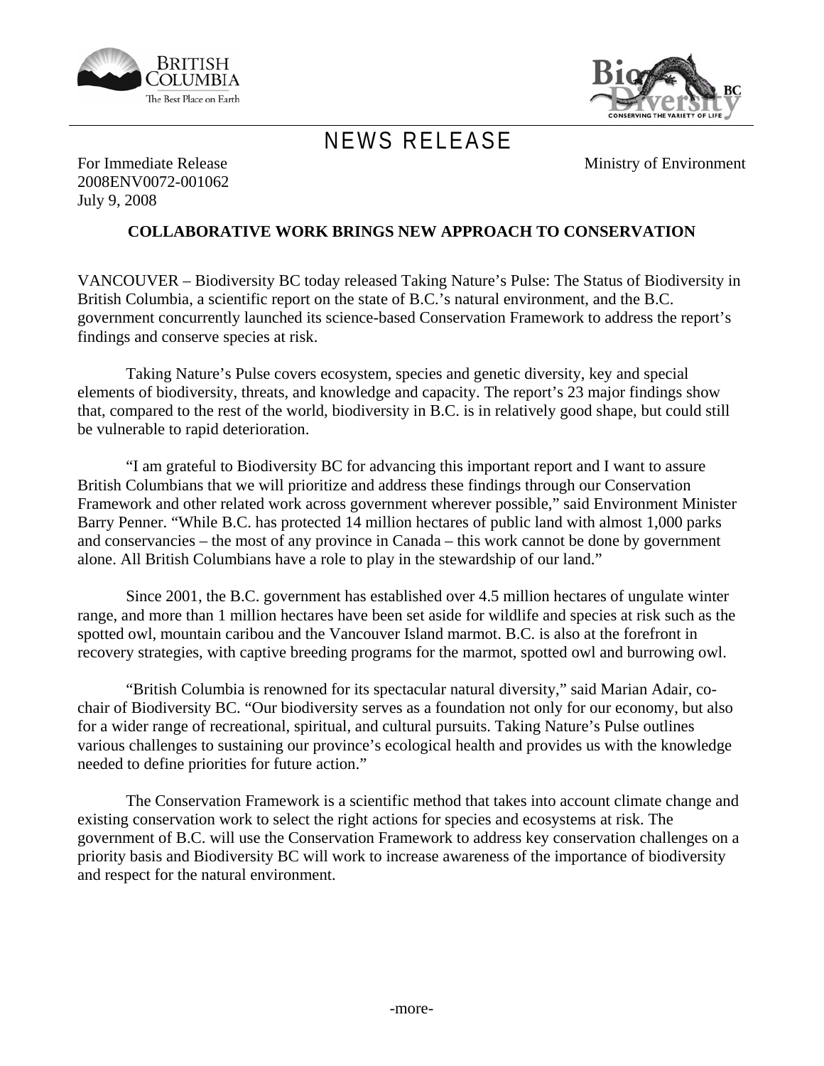# NEWS RELEASE

For Immediate Release
2008ENV0072-001062
July 9, 2008

Ministry of Environment

## COLLABORATIVE WORK BRINGS NEW APPROACH TO CONSERVATION

VANCOUVER – Biodiversity BC today released Taking Nature's Pulse: The Status of Biodiversity in British Columbia, a scientific report on the state of B.C.'s natural environment, and the B.C. government concurrently launched its science-based Conservation Framework to address the report's findings and conserve species at risk.

Taking Nature's Pulse covers ecosystem, species and genetic diversity, key and special elements of biodiversity, threats, and knowledge and capacity. The report's 23 major findings show that, compared to the rest of the world, biodiversity in B.C. is in relatively good shape, but could still be vulnerable to rapid deterioration.

"I am grateful to Biodiversity BC for advancing this important report and I want to assure British Columbians that we will prioritize and address these findings through our Conservation Framework and other related work across government wherever possible," said Environment Minister Barry Penner. "While B.C. has protected 14 million hectares of public land with almost 1,000 parks and conservancies – the most of any province in Canada – this work cannot be done by government alone. All British Columbians have a role to play in the stewardship of our land."

Since 2001, the B.C. government has established over 4.5 million hectares of ungulate winter range, and more than 1 million hectares have been set aside for wildlife and species at risk such as the spotted owl, mountain caribou and the Vancouver Island marmot. B.C. is also at the forefront in recovery strategies, with captive breeding programs for the marmot, spotted owl and burrowing owl.

"British Columbia is renowned for its spectacular natural diversity," said Marian Adair, co-chair of Biodiversity BC. "Our biodiversity serves as a foundation not only for our economy, but also for a wider range of recreational, spiritual, and cultural pursuits. Taking Nature's Pulse outlines various challenges to sustaining our province's ecological health and provides us with the knowledge needed to define priorities for future action."

The Conservation Framework is a scientific method that takes into account climate change and existing conservation work to select the right actions for species and ecosystems at risk. The government of B.C. will use the Conservation Framework to address key conservation challenges on a priority basis and Biodiversity BC will work to increase awareness of the importance of biodiversity and respect for the natural environment.

-more-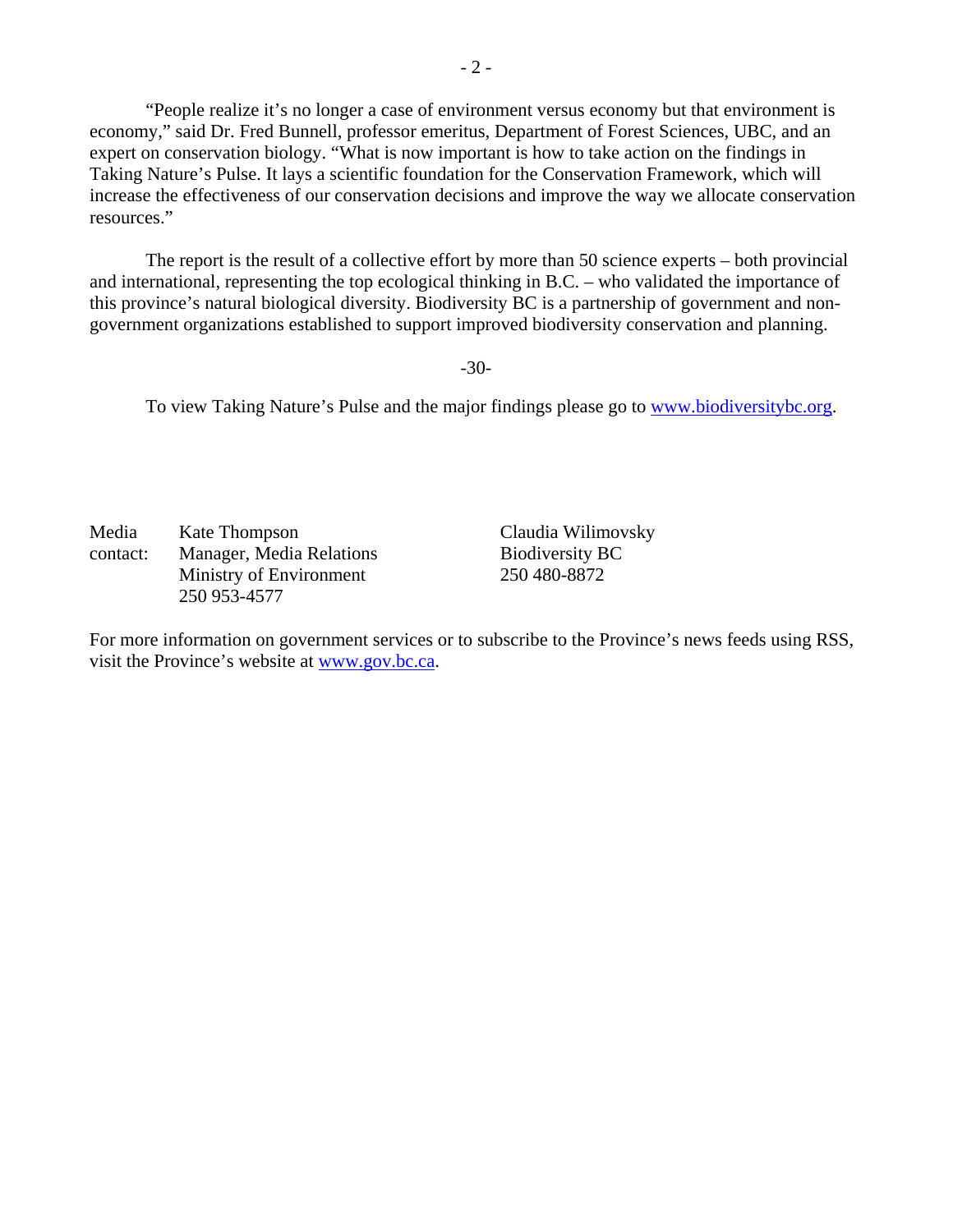"People realize it's no longer a case of environment versus economy but that environment is economy," said Dr. Fred Bunnell, professor emeritus, Department of Forest Sciences, UBC, and an expert on conservation biology. "What is now important is how to take action on the findings in Taking Nature's Pulse. It lays a scientific foundation for the Conservation Framework, which will increase the effectiveness of our conservation decisions and improve the way we allocate conservation resources."

The report is the result of a collective effort by more than 50 science experts – both provincial and international, representing the top ecological thinking in B.C. – who validated the importance of this province's natural biological diversity. Biodiversity BC is a partnership of government and non-government organizations established to support improved biodiversity conservation and planning.

-30-

To view Taking Nature's Pulse and the major findings please go to www.biodiversitybc.org.

| | | |
|---|---|---|
| Media contact: | Kate Thompson<br>Manager, Media Relations<br>Ministry of Environment<br>250 953-4577 | Claudia Wilimovsky<br>Biodiversity BC<br>250 480-8872 |

For more information on government services or to subscribe to the Province's news feeds using RSS, visit the Province's website at www.gov.bc.ca.